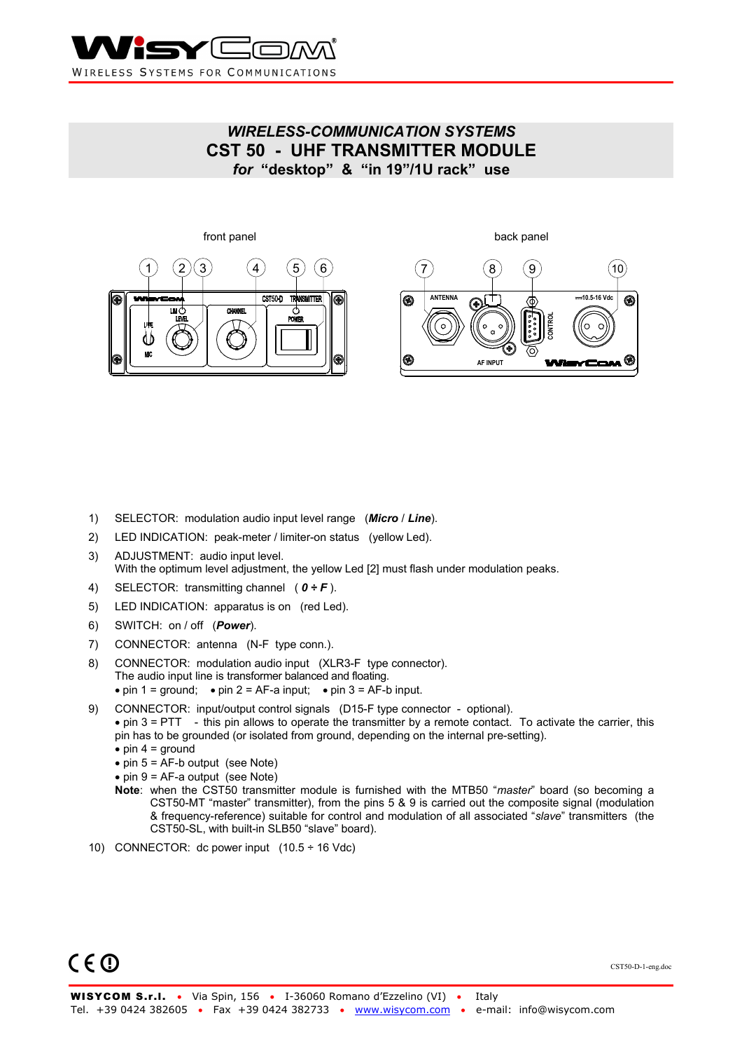# WISYCOM

WIRELESS SYSTEMS FOR COMMUNICATIONS

## *WIRELESS-COMMUNICATION SYSTEMS*

## CST 50 - UHF TRANSMITTER MODULE

### *for* "desktop" & "in 19"/1U rack" use

front panel

back panel

1) SELECTOR: modulation audio input level range (***Micro*** / ***Line***).
2) LED INDICATION: peak-meter / limiter-on status (yellow Led).
3) ADJUSTMENT: audio input level.
   With the optimum level adjustment, the yellow Led [2] must flash under modulation peaks.
4) SELECTOR: transmitting channel ( ***0 ÷ F*** ).
5) LED INDICATION: apparatus is on (red Led).
6) SWITCH: on / off (***Power***).
7) CONNECTOR: antenna (N-F type conn.).
8) CONNECTOR: modulation audio input (XLR3-F type connector).
   The audio input line is transformer balanced and floating.
   • pin 1 = ground; • pin 2 = AF-a input; • pin 3 = AF-b input.
9) CONNECTOR: input/output control signals (D15-F type connector - optional).
   • pin 3 = PTT - this pin allows to operate the transmitter by a remote contact. To activate the carrier, this pin has to be grounded (or isolated from ground, depending on the internal pre-setting).
   • pin 4 = ground
   • pin 5 = AF-b output (see Note)
   • pin 9 = AF-a output (see Note)
   **Note**: when the CST50 transmitter module is furnished with the MTB50 "*master*" board (so becoming a CST50-MT "master" transmitter), from the pins 5 & 9 is carried out the composite signal (modulation & frequency-reference) suitable for control and modulation of all associated "*slave*" transmitters (the CST50-SL, with built-in SLB50 "slave" board).
10) CONNECTOR: dc power input (10.5 ÷ 16 Vdc)

CST50-D-1-eng.doc

**WISYCOM S.r.l.** • Via Spin, 156 • I-36060 Romano d'Ezzelino (VI) • Italy
Tel. +39 0424 382605 • Fax +39 0424 382733 • www.wisycom.com • e-mail: info@wisycom.com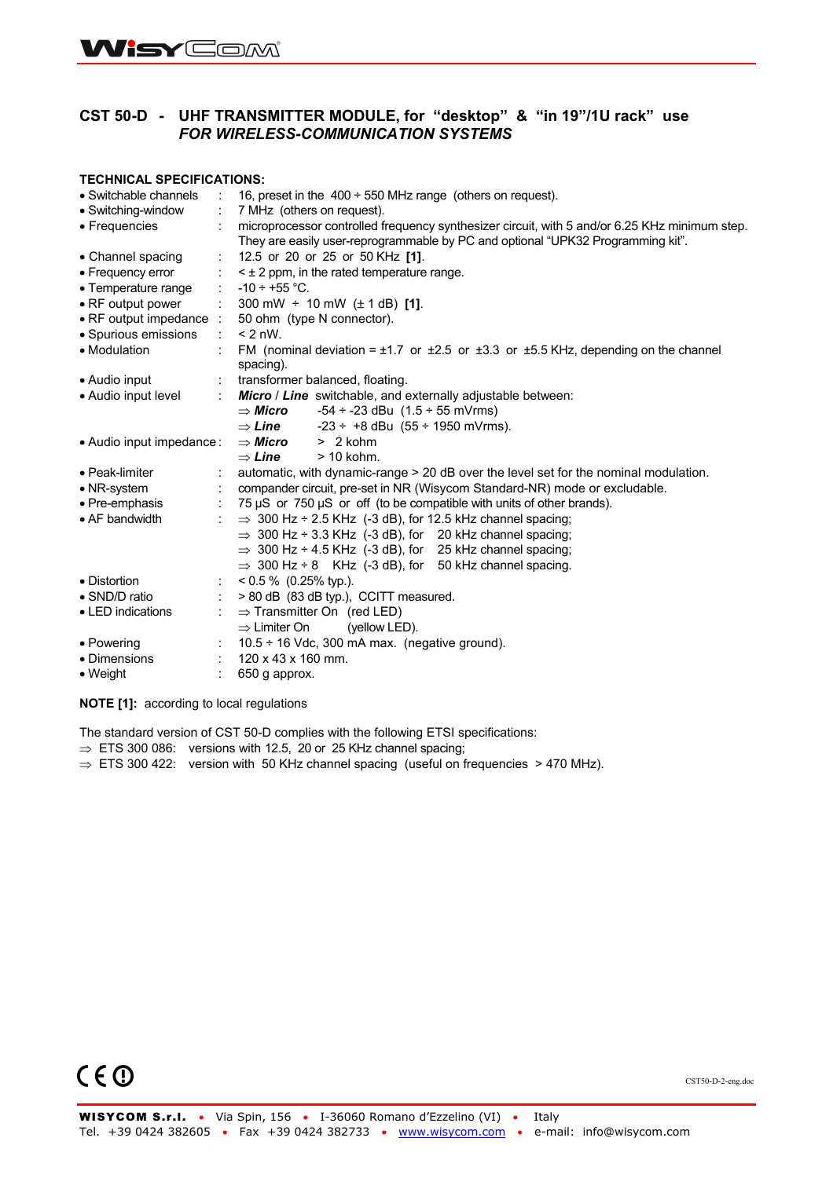# CST 50-D - UHF TRANSMITTER MODULE, for "desktop" & "in 19"/1U rack" use

## *FOR WIRELESS-COMMUNICATION SYSTEMS*

**TECHNICAL SPECIFICATIONS:**

| | | |
|---|---|---|
| • Switchable channels | : | 16, preset in the 400 ÷ 550 MHz range (others on request). |
| • Switching-window | : | 7 MHz (others on request). |
| • Frequencies | : | microprocessor controlled frequency synthesizer circuit, with 5 and/or 6.25 KHz minimum step. They are easily user-reprogrammable by PC and optional "UPK32 Programming kit". |
| • Channel spacing | : | 12.5 or 20 or 25 or 50 KHz **[1]**. |
| • Frequency error | : | < ± 2 ppm, in the rated temperature range. |
| • Temperature range | : | -10 ÷ +55 °C. |
| • RF output power | : | 300 mW ÷ 10 mW (± 1 dB) **[1]**. |
| • RF output impedance | : | 50 ohm (type N connector). |
| • Spurious emissions | : | < 2 nW. |
| • Modulation | : | FM (nominal deviation = ±1.7 or ±2.5 or ±3.3 or ±5.5 KHz, depending on the channel spacing). |
| • Audio input | : | transformer balanced, floating. |
| • Audio input level | : | ***Micro*** / ***Line*** switchable, and externally adjustable between: |
| | | ⇒ ***Micro*** -54 ÷ -23 dBu (1.5 ÷ 55 mVrms) |
| | | ⇒ ***Line*** -23 ÷ +8 dBu (55 ÷ 1950 mVrms). |
| • Audio input impedance | : | ⇒ ***Micro*** > 2 kohm |
| | | ⇒ ***Line*** > 10 kohm. |
| • Peak-limiter | : | automatic, with dynamic-range > 20 dB over the level set for the nominal modulation. |
| • NR-system | : | compander circuit, pre-set in NR (Wisycom Standard-NR) mode or excludable. |
| • Pre-emphasis | : | 75 µS or 750 µS or off (to be compatible with units of other brands). |
| • AF bandwidth | : | ⇒ 300 Hz ÷ 2.5 KHz (-3 dB), for 12.5 kHz channel spacing; |
| | | ⇒ 300 Hz ÷ 3.3 KHz (-3 dB), for 20 kHz channel spacing; |
| | | ⇒ 300 Hz ÷ 4.5 KHz (-3 dB), for 25 kHz channel spacing; |
| | | ⇒ 300 Hz ÷ 8 KHz (-3 dB), for 50 kHz channel spacing. |
| • Distortion | : | < 0.5 % (0.25% typ.). |
| • SND/D ratio | : | > 80 dB (83 dB typ.), CCITT measured. |
| • LED indications | : | ⇒ Transmitter On (red LED) |
| | | ⇒ Limiter On (yellow LED). |
| • Powering | : | 10.5 ÷ 16 Vdc, 300 mA max. (negative ground). |
| • Dimensions | : | 120 x 43 x 160 mm. |
| • Weight | : | 650 g approx. |

**NOTE [1]:** according to local regulations

The standard version of CST 50-D complies with the following ETSI specifications:

⇒ ETS 300 086: versions with 12.5, 20 or 25 KHz channel spacing;

⇒ ETS 300 422: version with 50 KHz channel spacing (useful on frequencies > 470 MHz).

CST50-D-2-eng.doc

**WISYCOM S.r.l.** • Via Spin, 156 • I-36060 Romano d'Ezzelino (VI) • Italy
Tel. +39 0424 382605 • Fax +39 0424 382733 • www.wisycom.com • e-mail: info@wisycom.com